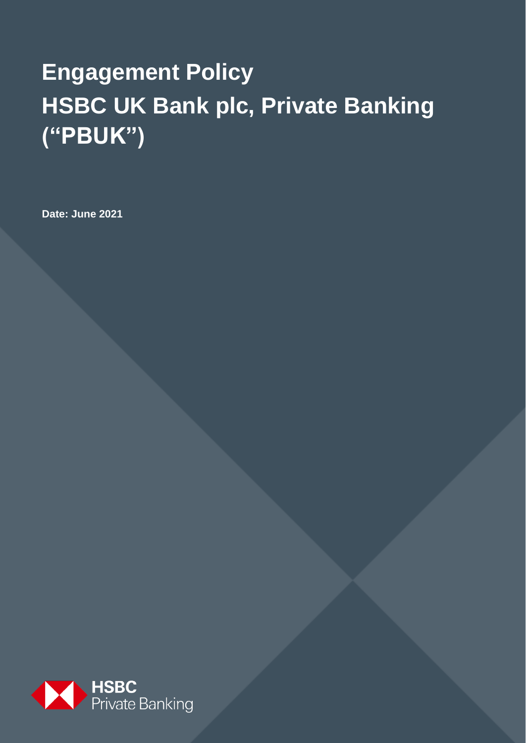# Engagement Policy
# HSBC UK Bank plc, Private Banking ("PBUK")

**Date: June 2021**

HSBC
Private Banking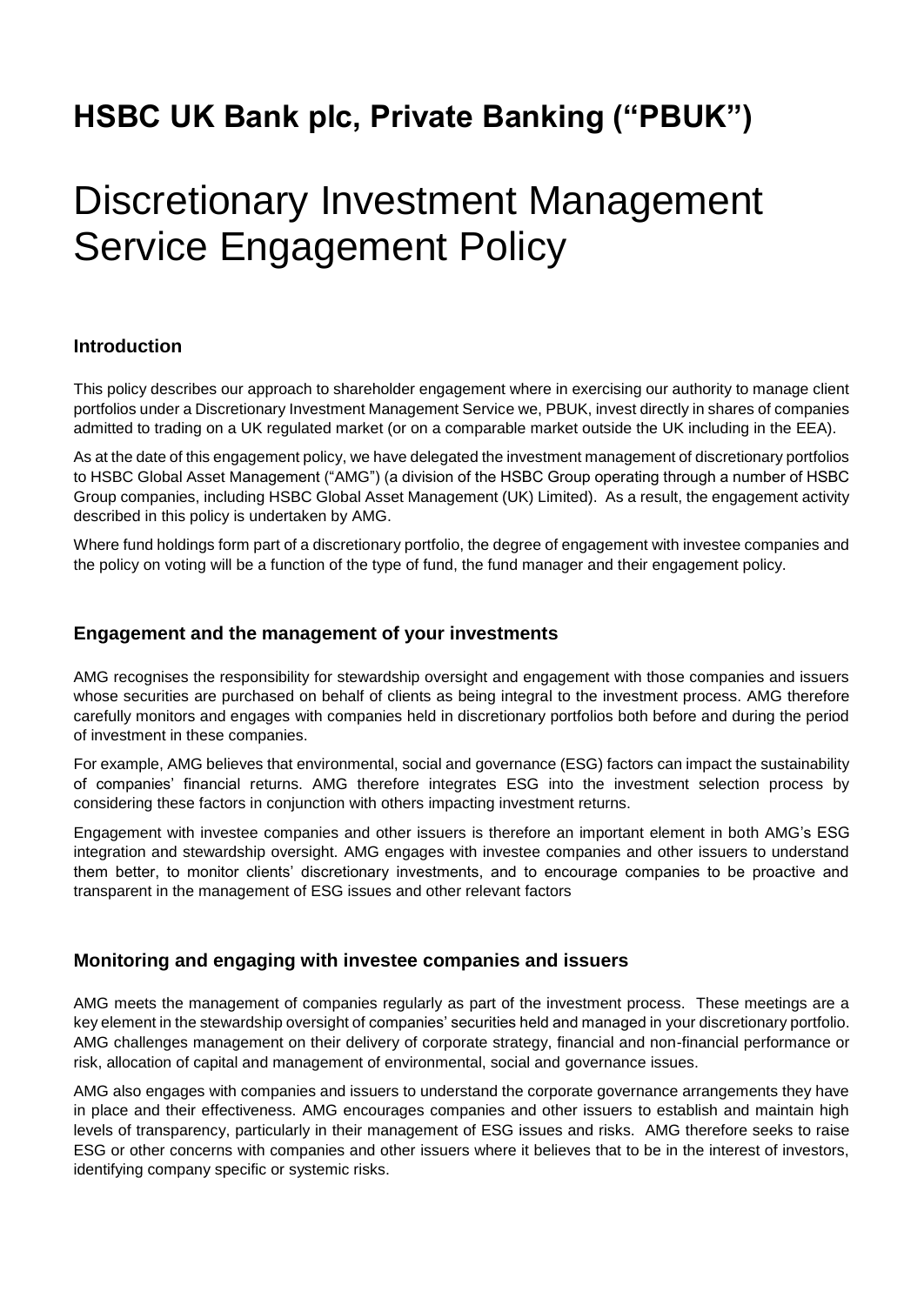# HSBC UK Bank plc, Private Banking ("PBUK")

# Discretionary Investment Management Service Engagement Policy

### Introduction

This policy describes our approach to shareholder engagement where in exercising our authority to manage client portfolios under a Discretionary Investment Management Service we, PBUK, invest directly in shares of companies admitted to trading on a UK regulated market (or on a comparable market outside the UK including in the EEA).

As at the date of this engagement policy, we have delegated the investment management of discretionary portfolios to HSBC Global Asset Management ("AMG") (a division of the HSBC Group operating through a number of HSBC Group companies, including HSBC Global Asset Management (UK) Limited). As a result, the engagement activity described in this policy is undertaken by AMG.

Where fund holdings form part of a discretionary portfolio, the degree of engagement with investee companies and the policy on voting will be a function of the type of fund, the fund manager and their engagement policy.

### Engagement and the management of your investments

AMG recognises the responsibility for stewardship oversight and engagement with those companies and issuers whose securities are purchased on behalf of clients as being integral to the investment process. AMG therefore carefully monitors and engages with companies held in discretionary portfolios both before and during the period of investment in these companies.

For example, AMG believes that environmental, social and governance (ESG) factors can impact the sustainability of companies' financial returns. AMG therefore integrates ESG into the investment selection process by considering these factors in conjunction with others impacting investment returns.

Engagement with investee companies and other issuers is therefore an important element in both AMG's ESG integration and stewardship oversight. AMG engages with investee companies and other issuers to understand them better, to monitor clients' discretionary investments, and to encourage companies to be proactive and transparent in the management of ESG issues and other relevant factors

### Monitoring and engaging with investee companies and issuers

AMG meets the management of companies regularly as part of the investment process. These meetings are a key element in the stewardship oversight of companies' securities held and managed in your discretionary portfolio. AMG challenges management on their delivery of corporate strategy, financial and non-financial performance or risk, allocation of capital and management of environmental, social and governance issues.

AMG also engages with companies and issuers to understand the corporate governance arrangements they have in place and their effectiveness. AMG encourages companies and other issuers to establish and maintain high levels of transparency, particularly in their management of ESG issues and risks. AMG therefore seeks to raise ESG or other concerns with companies and other issuers where it believes that to be in the interest of investors, identifying company specific or systemic risks.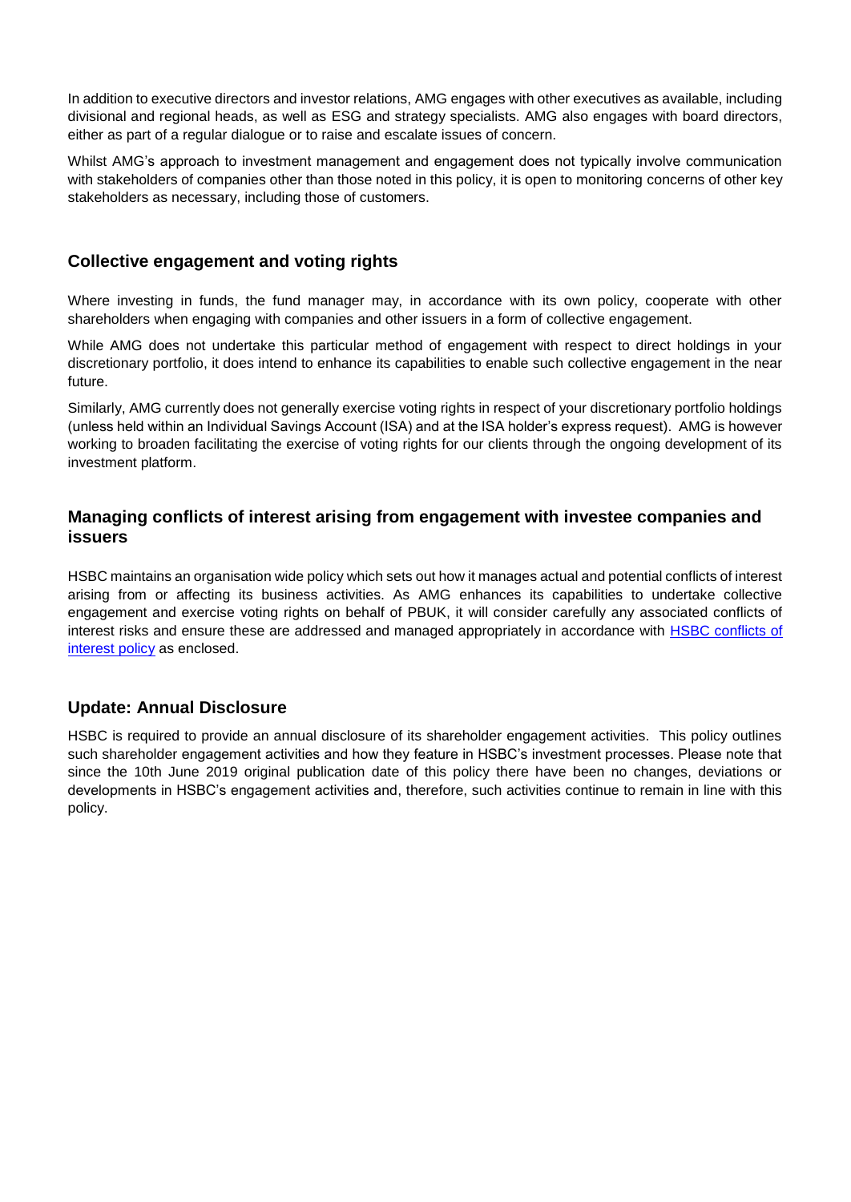In addition to executive directors and investor relations, AMG engages with other executives as available, including divisional and regional heads, as well as ESG and strategy specialists. AMG also engages with board directors, either as part of a regular dialogue or to raise and escalate issues of concern.

Whilst AMG's approach to investment management and engagement does not typically involve communication with stakeholders of companies other than those noted in this policy, it is open to monitoring concerns of other key stakeholders as necessary, including those of customers.

## Collective engagement and voting rights

Where investing in funds, the fund manager may, in accordance with its own policy, cooperate with other shareholders when engaging with companies and other issuers in a form of collective engagement.

While AMG does not undertake this particular method of engagement with respect to direct holdings in your discretionary portfolio, it does intend to enhance its capabilities to enable such collective engagement in the near future.

Similarly, AMG currently does not generally exercise voting rights in respect of your discretionary portfolio holdings (unless held within an Individual Savings Account (ISA) and at the ISA holder's express request). AMG is however working to broaden facilitating the exercise of voting rights for our clients through the ongoing development of its investment platform.

## Managing conflicts of interest arising from engagement with investee companies and issuers

HSBC maintains an organisation wide policy which sets out how it manages actual and potential conflicts of interest arising from or affecting its business activities. As AMG enhances its capabilities to undertake collective engagement and exercise voting rights on behalf of PBUK, it will consider carefully any associated conflicts of interest risks and ensure these are addressed and managed appropriately in accordance with HSBC conflicts of interest policy as enclosed.

## Update: Annual Disclosure

HSBC is required to provide an annual disclosure of its shareholder engagement activities. This policy outlines such shareholder engagement activities and how they feature in HSBC's investment processes. Please note that since the 10th June 2019 original publication date of this policy there have been no changes, deviations or developments in HSBC's engagement activities and, therefore, such activities continue to remain in line with this policy.